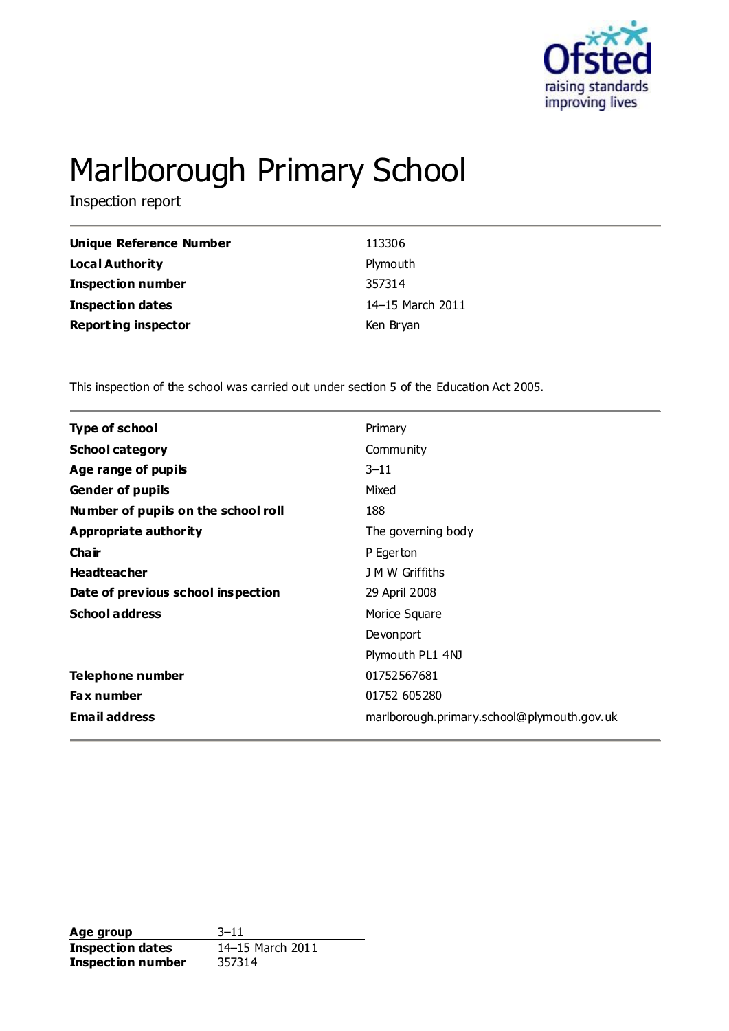Ofsted
raising standards
improving lives

# Marlborough Primary School

Inspection report

| | |
|---|---|
| **Unique Reference Number** | 113306 |
| **Local Authority** | Plymouth |
| **Inspection number** | 357314 |
| **Inspection dates** | 14–15 March 2011 |
| **Reporting inspector** | Ken Bryan |

This inspection of the school was carried out under section 5 of the Education Act 2005.

| | |
|---|---|
| **Type of school** | Primary |
| **School category** | Community |
| **Age range of pupils** | 3–11 |
| **Gender of pupils** | Mixed |
| **Number of pupils on the school roll** | 188 |
| **Appropriate authority** | The governing body |
| **Chair** | P Egerton |
| **Headteacher** | J M W Griffiths |
| **Date of previous school inspection** | 29 April 2008 |
| **School address** | Morice Square<br>Devonport<br>Plymouth PL1 4NJ |
| **Telephone number** | 01752567681 |
| **Fax number** | 01752 605280 |
| **Email address** | marlborough.primary.school@plymouth.gov.uk |

| | |
|---|---|
| **Age group** | 3–11 |
| **Inspection dates** | 14–15 March 2011 |
| **Inspection number** | 357314 |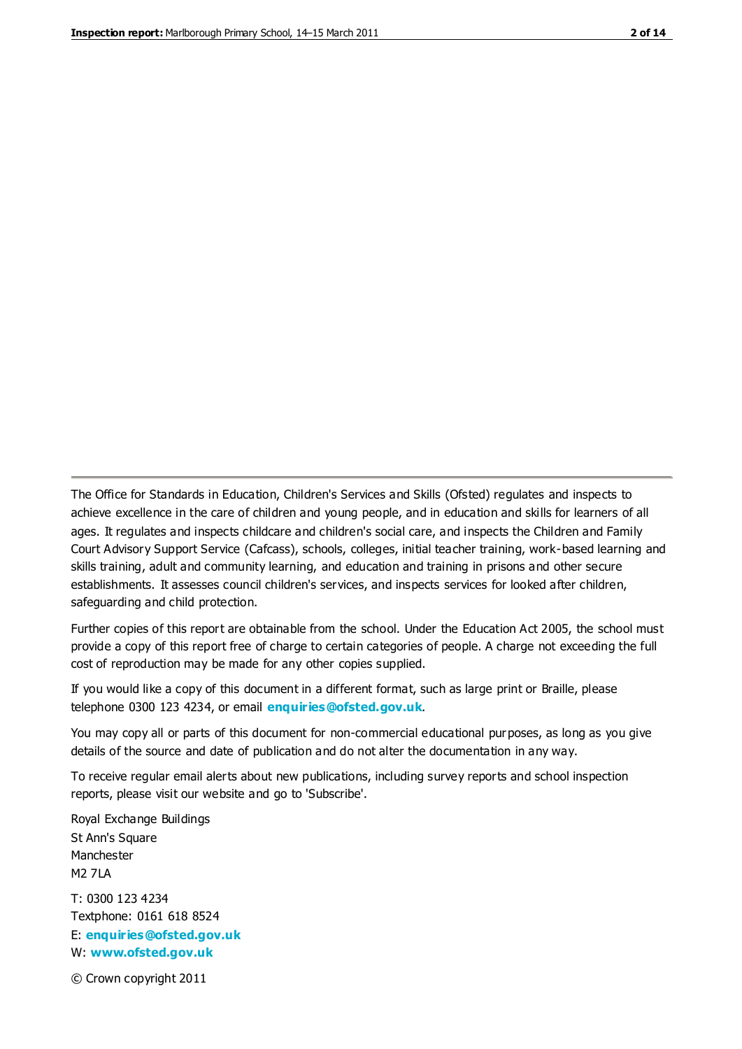The Office for Standards in Education, Children's Services and Skills (Ofsted) regulates and inspects to achieve excellence in the care of children and young people, and in education and skills for learners of all ages. It regulates and inspects childcare and children's social care, and inspects the Children and Family Court Advisory Support Service (Cafcass), schools, colleges, initial teacher training, work-based learning and skills training, adult and community learning, and education and training in prisons and other secure establishments. It assesses council children's services, and inspects services for looked after children, safeguarding and child protection.

Further copies of this report are obtainable from the school. Under the Education Act 2005, the school must provide a copy of this report free of charge to certain categories of people. A charge not exceeding the full cost of reproduction may be made for any other copies supplied.

If you would like a copy of this document in a different format, such as large print or Braille, please telephone 0300 123 4234, or email **enquiries@ofsted.gov.uk**.

You may copy all or parts of this document for non-commercial educational purposes, as long as you give details of the source and date of publication and do not alter the documentation in any way.

To receive regular email alerts about new publications, including survey reports and school inspection reports, please visit our website and go to 'Subscribe'.

Royal Exchange Buildings
St Ann's Square
Manchester
M2 7LA

T: 0300 123 4234
Textphone: 0161 618 8524
E: **enquiries@ofsted.gov.uk**
W: **www.ofsted.gov.uk**

© Crown copyright 2011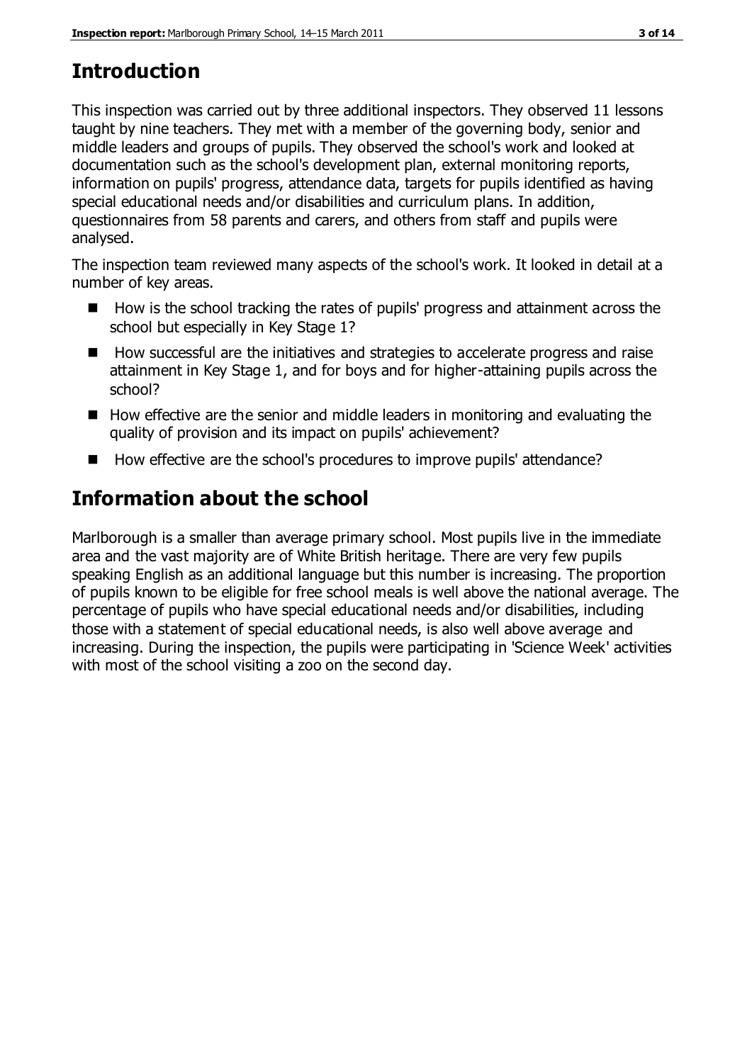# Introduction

This inspection was carried out by three additional inspectors. They observed 11 lessons taught by nine teachers. They met with a member of the governing body, senior and middle leaders and groups of pupils. They observed the school's work and looked at documentation such as the school's development plan, external monitoring reports, information on pupils' progress, attendance data, targets for pupils identified as having special educational needs and/or disabilities and curriculum plans. In addition, questionnaires from 58 parents and carers, and others from staff and pupils were analysed.

The inspection team reviewed many aspects of the school's work. It looked in detail at a number of key areas.

- How is the school tracking the rates of pupils' progress and attainment across the school but especially in Key Stage 1?
- How successful are the initiatives and strategies to accelerate progress and raise attainment in Key Stage 1, and for boys and for higher-attaining pupils across the school?
- How effective are the senior and middle leaders in monitoring and evaluating the quality of provision and its impact on pupils' achievement?
- How effective are the school's procedures to improve pupils' attendance?

# Information about the school

Marlborough is a smaller than average primary school. Most pupils live in the immediate area and the vast majority are of White British heritage. There are very few pupils speaking English as an additional language but this number is increasing. The proportion of pupils known to be eligible for free school meals is well above the national average. The percentage of pupils who have special educational needs and/or disabilities, including those with a statement of special educational needs, is also well above average and increasing. During the inspection, the pupils were participating in 'Science Week' activities with most of the school visiting a zoo on the second day.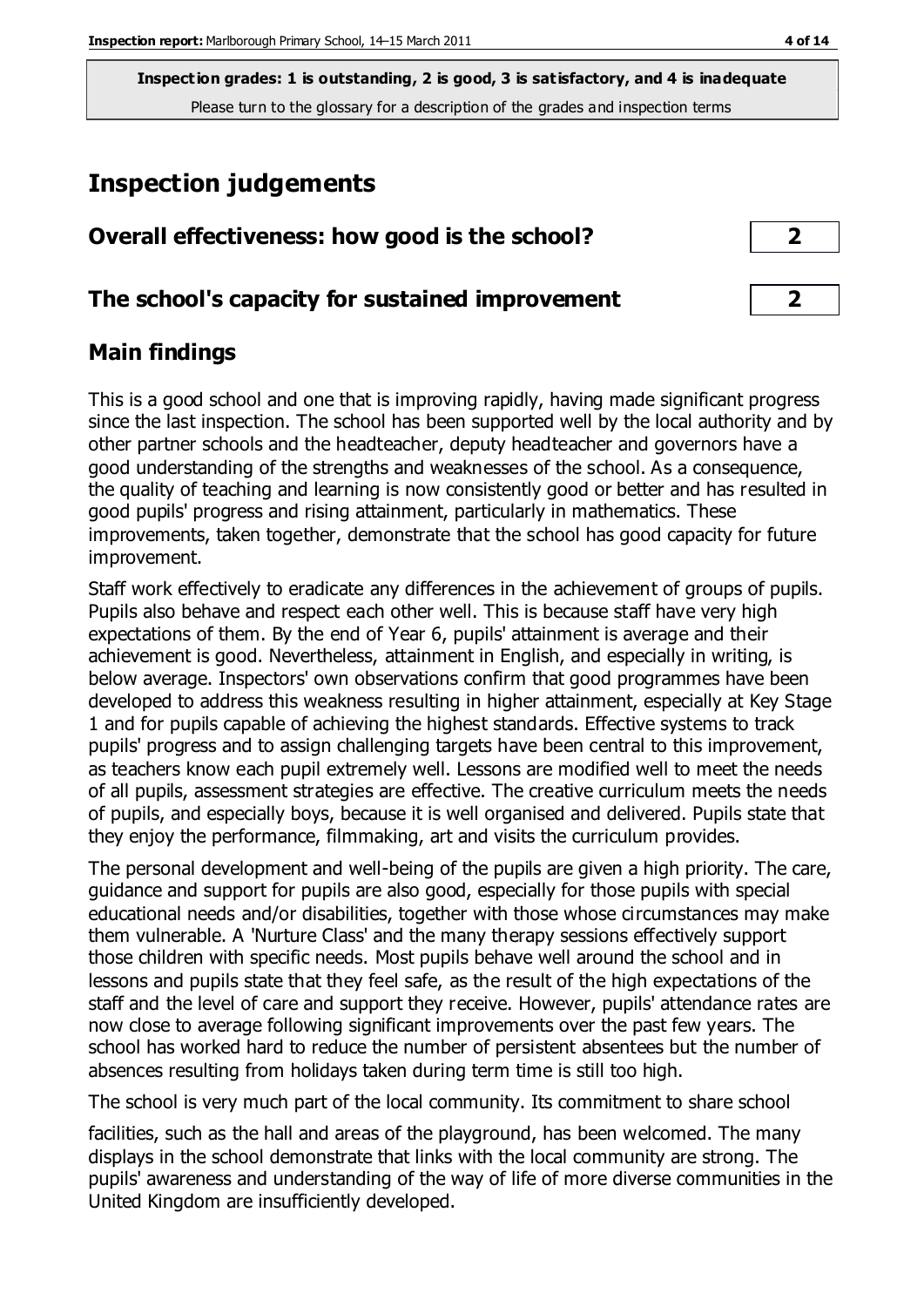**Inspection grades: 1 is outstanding, 2 is good, 3 is satisfactory, and 4 is inadequate**
Please turn to the glossary for a description of the grades and inspection terms

# Inspection judgements

| | |
|---|---|
| **Overall effectiveness: how good is the school?** | **2** |
| **The school's capacity for sustained improvement** | **2** |

## Main findings

This is a good school and one that is improving rapidly, having made significant progress since the last inspection. The school has been supported well by the local authority and by other partner schools and the headteacher, deputy headteacher and governors have a good understanding of the strengths and weaknesses of the school. As a consequence, the quality of teaching and learning is now consistently good or better and has resulted in good pupils' progress and rising attainment, particularly in mathematics. These improvements, taken together, demonstrate that the school has good capacity for future improvement.

Staff work effectively to eradicate any differences in the achievement of groups of pupils. Pupils also behave and respect each other well. This is because staff have very high expectations of them. By the end of Year 6, pupils' attainment is average and their achievement is good. Nevertheless, attainment in English, and especially in writing, is below average. Inspectors' own observations confirm that good programmes have been developed to address this weakness resulting in higher attainment, especially at Key Stage 1 and for pupils capable of achieving the highest standards. Effective systems to track pupils' progress and to assign challenging targets have been central to this improvement, as teachers know each pupil extremely well. Lessons are modified well to meet the needs of all pupils, assessment strategies are effective. The creative curriculum meets the needs of pupils, and especially boys, because it is well organised and delivered. Pupils state that they enjoy the performance, filmmaking, art and visits the curriculum provides.

The personal development and well-being of the pupils are given a high priority. The care, guidance and support for pupils are also good, especially for those pupils with special educational needs and/or disabilities, together with those whose circumstances may make them vulnerable. A 'Nurture Class' and the many therapy sessions effectively support those children with specific needs. Most pupils behave well around the school and in lessons and pupils state that they feel safe, as the result of the high expectations of the staff and the level of care and support they receive. However, pupils' attendance rates are now close to average following significant improvements over the past few years. The school has worked hard to reduce the number of persistent absentees but the number of absences resulting from holidays taken during term time is still too high.

The school is very much part of the local community. Its commitment to share school facilities, such as the hall and areas of the playground, has been welcomed. The many displays in the school demonstrate that links with the local community are strong. The pupils' awareness and understanding of the way of life of more diverse communities in the United Kingdom are insufficiently developed.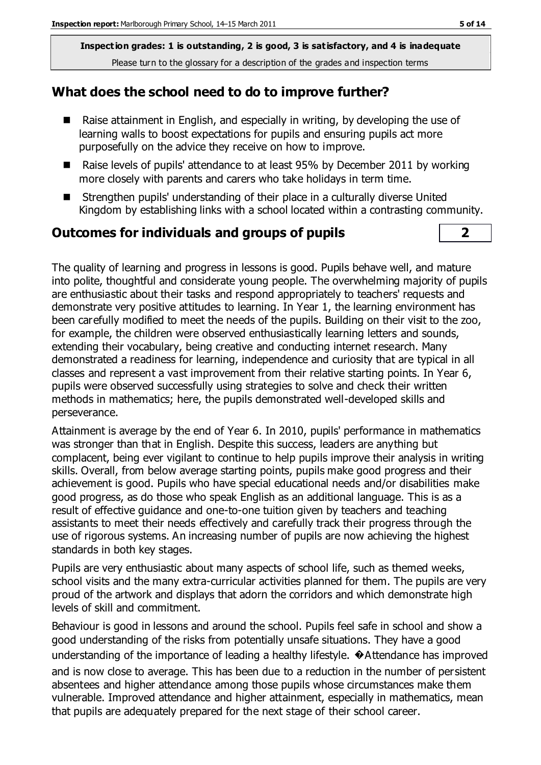**Inspection grades: 1 is outstanding, 2 is good, 3 is satisfactory, and 4 is inadequate**
Please turn to the glossary for a description of the grades and inspection terms

## What does the school need to do to improve further?

- Raise attainment in English, and especially in writing, by developing the use of learning walls to boost expectations for pupils and ensuring pupils act more purposefully on the advice they receive on how to improve.
- Raise levels of pupils' attendance to at least 95% by December 2011 by working more closely with parents and carers who take holidays in term time.
- Strengthen pupils' understanding of their place in a culturally diverse United Kingdom by establishing links with a school located within a contrasting community.

## Outcomes for individuals and groups of pupils **2**

The quality of learning and progress in lessons is good. Pupils behave well, and mature into polite, thoughtful and considerate young people. The overwhelming majority of pupils are enthusiastic about their tasks and respond appropriately to teachers' requests and demonstrate very positive attitudes to learning. In Year 1, the learning environment has been carefully modified to meet the needs of the pupils. Building on their visit to the zoo, for example, the children were observed enthusiastically learning letters and sounds, extending their vocabulary, being creative and conducting internet research. Many demonstrated a readiness for learning, independence and curiosity that are typical in all classes and represent a vast improvement from their relative starting points. In Year 6, pupils were observed successfully using strategies to solve and check their written methods in mathematics; here, the pupils demonstrated well-developed skills and perseverance.

Attainment is average by the end of Year 6. In 2010, pupils' performance in mathematics was stronger than that in English. Despite this success, leaders are anything but complacent, being ever vigilant to continue to help pupils improve their analysis in writing skills. Overall, from below average starting points, pupils make good progress and their achievement is good. Pupils who have special educational needs and/or disabilities make good progress, as do those who speak English as an additional language. This is as a result of effective guidance and one-to-one tuition given by teachers and teaching assistants to meet their needs effectively and carefully track their progress through the use of rigorous systems. An increasing number of pupils are now achieving the highest standards in both key stages.

Pupils are very enthusiastic about many aspects of school life, such as themed weeks, school visits and the many extra-curricular activities planned for them. The pupils are very proud of the artwork and displays that adorn the corridors and which demonstrate high levels of skill and commitment.

Behaviour is good in lessons and around the school. Pupils feel safe in school and show a good understanding of the risks from potentially unsafe situations. They have a good understanding of the importance of leading a healthy lifestyle. �Attendance has improved and is now close to average. This has been due to a reduction in the number of persistent absentees and higher attendance among those pupils whose circumstances make them vulnerable. Improved attendance and higher attainment, especially in mathematics, mean that pupils are adequately prepared for the next stage of their school career.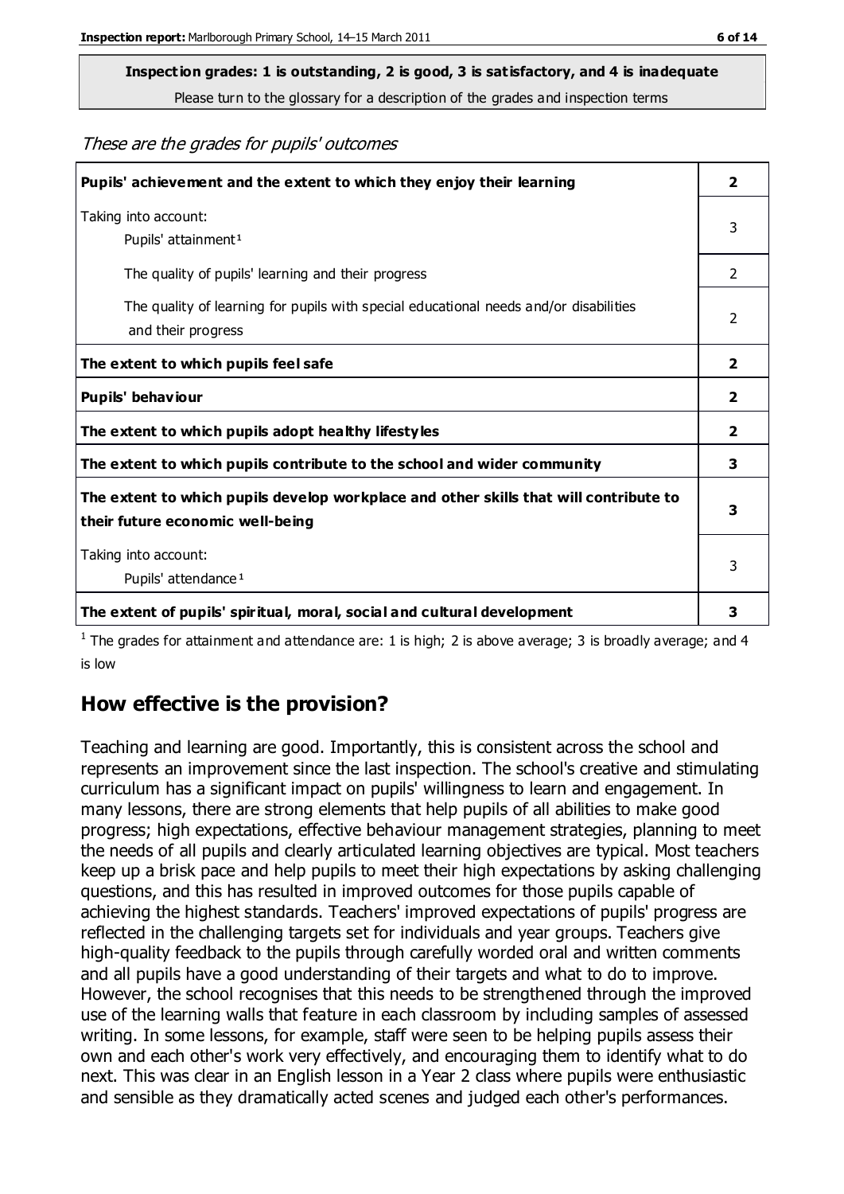**Inspection grades: 1 is outstanding, 2 is good, 3 is satisfactory, and 4 is inadequate**

Please turn to the glossary for a description of the grades and inspection terms

*These are the grades for pupils' outcomes*

| | |
|---|---|
| **Pupils' achievement and the extent to which they enjoy their learning** | **2** |
| Taking into account: Pupils' attainment[1] | 3 |
| The quality of pupils' learning and their progress | 2 |
| The quality of learning for pupils with special educational needs and/or disabilities and their progress | 2 |
| **The extent to which pupils feel safe** | **2** |
| **Pupils' behaviour** | **2** |
| **The extent to which pupils adopt healthy lifestyles** | **2** |
| **The extent to which pupils contribute to the school and wider community** | **3** |
| **The extent to which pupils develop workplace and other skills that will contribute to their future economic well-being** | **3** |
| Taking into account: Pupils' attendance[1] | 3 |
| **The extent of pupils' spiritual, moral, social and cultural development** | **3** |

[1] The grades for attainment and attendance are: 1 is high; 2 is above average; 3 is broadly average; and 4 is low

## How effective is the provision?

Teaching and learning are good. Importantly, this is consistent across the school and represents an improvement since the last inspection. The school's creative and stimulating curriculum has a significant impact on pupils' willingness to learn and engagement. In many lessons, there are strong elements that help pupils of all abilities to make good progress; high expectations, effective behaviour management strategies, planning to meet the needs of all pupils and clearly articulated learning objectives are typical. Most teachers keep up a brisk pace and help pupils to meet their high expectations by asking challenging questions, and this has resulted in improved outcomes for those pupils capable of achieving the highest standards. Teachers' improved expectations of pupils' progress are reflected in the challenging targets set for individuals and year groups. Teachers give high-quality feedback to the pupils through carefully worded oral and written comments and all pupils have a good understanding of their targets and what to do to improve. However, the school recognises that this needs to be strengthened through the improved use of the learning walls that feature in each classroom by including samples of assessed writing. In some lessons, for example, staff were seen to be helping pupils assess their own and each other's work very effectively, and encouraging them to identify what to do next. This was clear in an English lesson in a Year 2 class where pupils were enthusiastic and sensible as they dramatically acted scenes and judged each other's performances.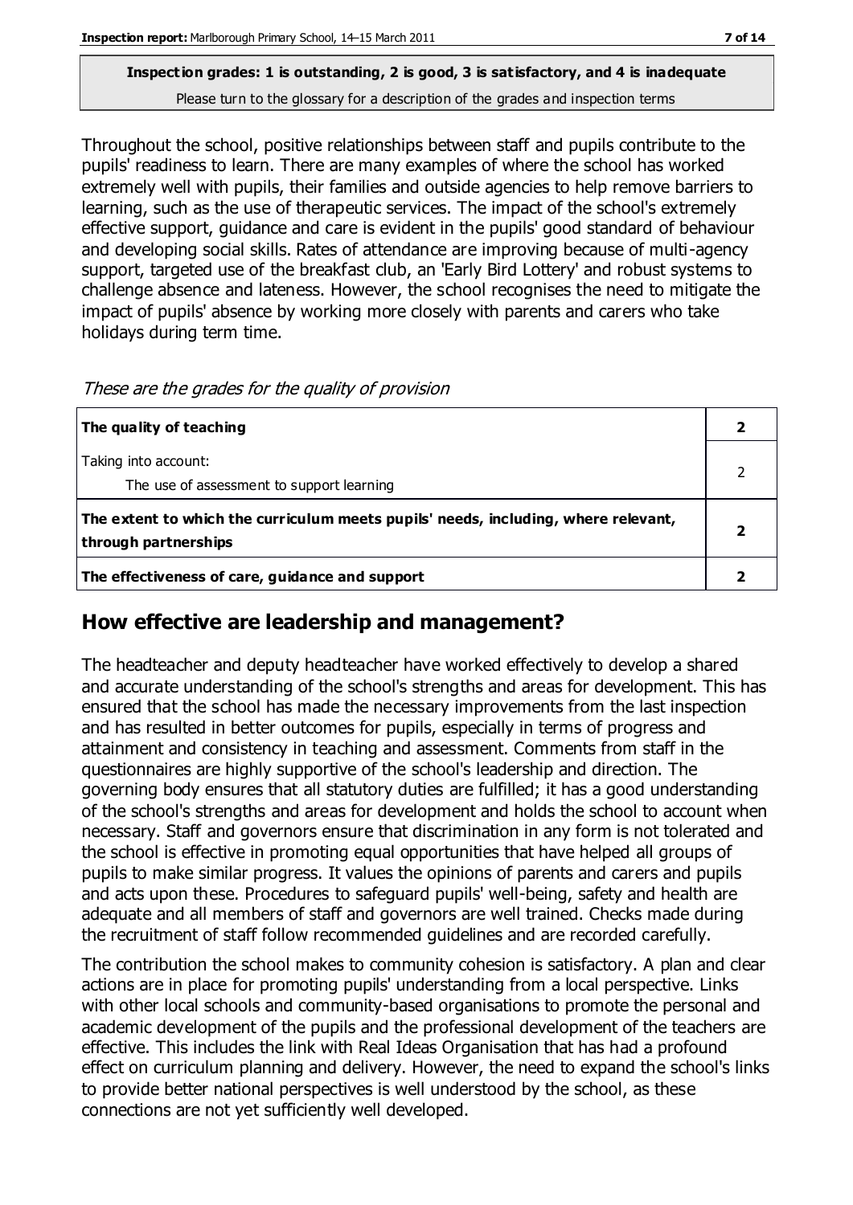**Inspection grades: 1 is outstanding, 2 is good, 3 is satisfactory, and 4 is inadequate**
Please turn to the glossary for a description of the grades and inspection terms

Throughout the school, positive relationships between staff and pupils contribute to the pupils' readiness to learn. There are many examples of where the school has worked extremely well with pupils, their families and outside agencies to help remove barriers to learning, such as the use of therapeutic services. The impact of the school's extremely effective support, guidance and care is evident in the pupils' good standard of behaviour and developing social skills. Rates of attendance are improving because of multi-agency support, targeted use of the breakfast club, an 'Early Bird Lottery' and robust systems to challenge absence and lateness. However, the school recognises the need to mitigate the impact of pupils' absence by working more closely with parents and carers who take holidays during term time.

*These are the grades for the quality of provision*

| | |
|---|---|
| **The quality of teaching** | **2** |
| Taking into account:<br>The use of assessment to support learning | 2 |
| **The extent to which the curriculum meets pupils' needs, including, where relevant, through partnerships** | **2** |
| **The effectiveness of care, guidance and support** | **2** |

## How effective are leadership and management?

The headteacher and deputy headteacher have worked effectively to develop a shared and accurate understanding of the school's strengths and areas for development. This has ensured that the school has made the necessary improvements from the last inspection and has resulted in better outcomes for pupils, especially in terms of progress and attainment and consistency in teaching and assessment. Comments from staff in the questionnaires are highly supportive of the school's leadership and direction. The governing body ensures that all statutory duties are fulfilled; it has a good understanding of the school's strengths and areas for development and holds the school to account when necessary. Staff and governors ensure that discrimination in any form is not tolerated and the school is effective in promoting equal opportunities that have helped all groups of pupils to make similar progress. It values the opinions of parents and carers and pupils and acts upon these. Procedures to safeguard pupils' well-being, safety and health are adequate and all members of staff and governors are well trained. Checks made during the recruitment of staff follow recommended guidelines and are recorded carefully.

The contribution the school makes to community cohesion is satisfactory. A plan and clear actions are in place for promoting pupils' understanding from a local perspective. Links with other local schools and community-based organisations to promote the personal and academic development of the pupils and the professional development of the teachers are effective. This includes the link with Real Ideas Organisation that has had a profound effect on curriculum planning and delivery. However, the need to expand the school's links to provide better national perspectives is well understood by the school, as these connections are not yet sufficiently well developed.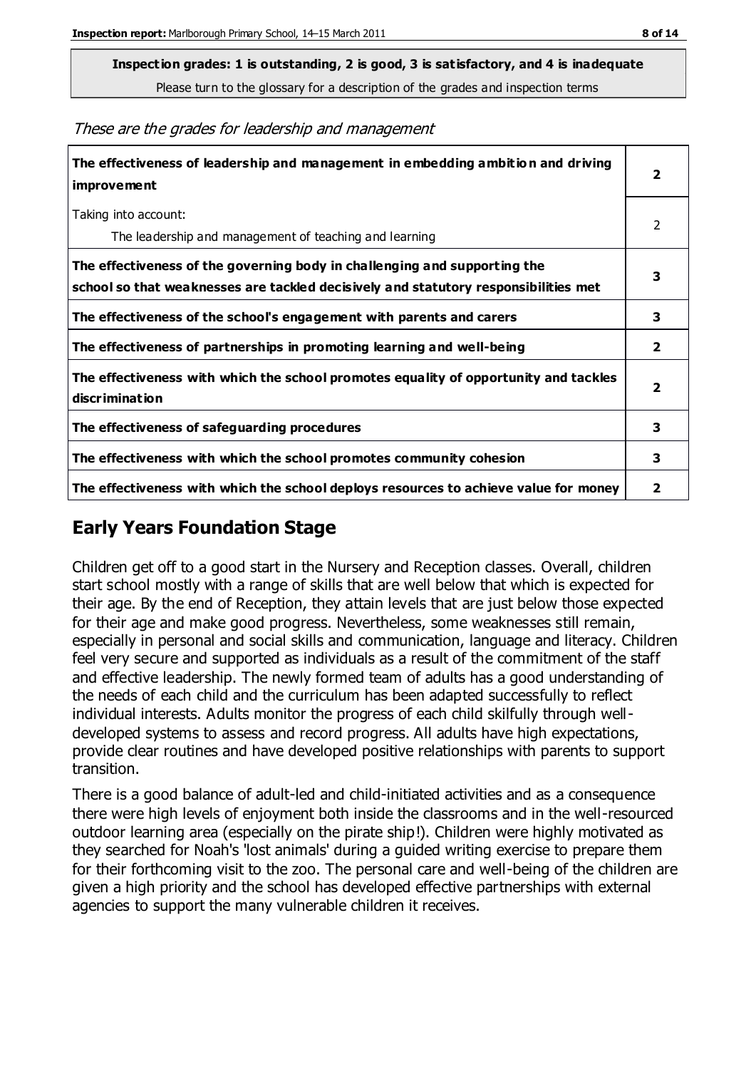**Inspection grades: 1 is outstanding, 2 is good, 3 is satisfactory, and 4 is inadequate**
Please turn to the glossary for a description of the grades and inspection terms

*These are the grades for leadership and management*

| | |
|---|---|
| **The effectiveness of leadership and management in embedding ambition and driving improvement** | **2** |
| Taking into account:<br>The leadership and management of teaching and learning | 2 |
| **The effectiveness of the governing body in challenging and supporting the school so that weaknesses are tackled decisively and statutory responsibilities met** | **3** |
| **The effectiveness of the school's engagement with parents and carers** | **3** |
| **The effectiveness of partnerships in promoting learning and well-being** | **2** |
| **The effectiveness with which the school promotes equality of opportunity and tackles discrimination** | **2** |
| **The effectiveness of safeguarding procedures** | **3** |
| **The effectiveness with which the school promotes community cohesion** | **3** |
| **The effectiveness with which the school deploys resources to achieve value for money** | **2** |

## Early Years Foundation Stage

Children get off to a good start in the Nursery and Reception classes. Overall, children start school mostly with a range of skills that are well below that which is expected for their age. By the end of Reception, they attain levels that are just below those expected for their age and make good progress. Nevertheless, some weaknesses still remain, especially in personal and social skills and communication, language and literacy. Children feel very secure and supported as individuals as a result of the commitment of the staff and effective leadership. The newly formed team of adults has a good understanding of the needs of each child and the curriculum has been adapted successfully to reflect individual interests. Adults monitor the progress of each child skilfully through well-developed systems to assess and record progress. All adults have high expectations, provide clear routines and have developed positive relationships with parents to support transition.

There is a good balance of adult-led and child-initiated activities and as a consequence there were high levels of enjoyment both inside the classrooms and in the well-resourced outdoor learning area (especially on the pirate ship!). Children were highly motivated as they searched for Noah's 'lost animals' during a guided writing exercise to prepare them for their forthcoming visit to the zoo. The personal care and well-being of the children are given a high priority and the school has developed effective partnerships with external agencies to support the many vulnerable children it receives.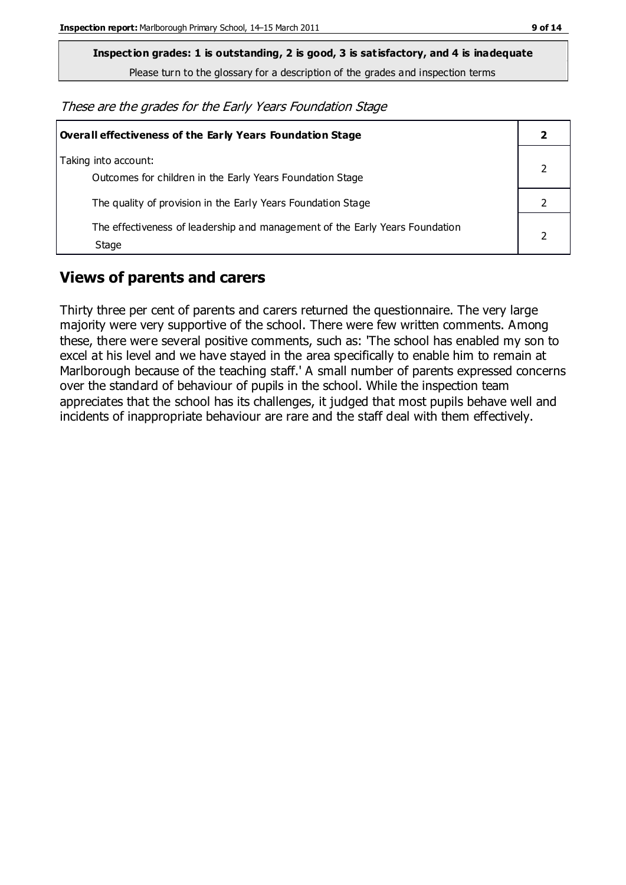**Inspection grades: 1 is outstanding, 2 is good, 3 is satisfactory, and 4 is inadequate**

Please turn to the glossary for a description of the grades and inspection terms

*These are the grades for the Early Years Foundation Stage*

| **Overall effectiveness of the Early Years Foundation Stage** | **2** |
|---|---|
| Taking into account:<br>Outcomes for children in the Early Years Foundation Stage | 2 |
| The quality of provision in the Early Years Foundation Stage | 2 |
| The effectiveness of leadership and management of the Early Years Foundation Stage | 2 |

## Views of parents and carers

Thirty three per cent of parents and carers returned the questionnaire. The very large majority were very supportive of the school. There were few written comments. Among these, there were several positive comments, such as: 'The school has enabled my son to excel at his level and we have stayed in the area specifically to enable him to remain at Marlborough because of the teaching staff.' A small number of parents expressed concerns over the standard of behaviour of pupils in the school. While the inspection team appreciates that the school has its challenges, it judged that most pupils behave well and incidents of inappropriate behaviour are rare and the staff deal with them effectively.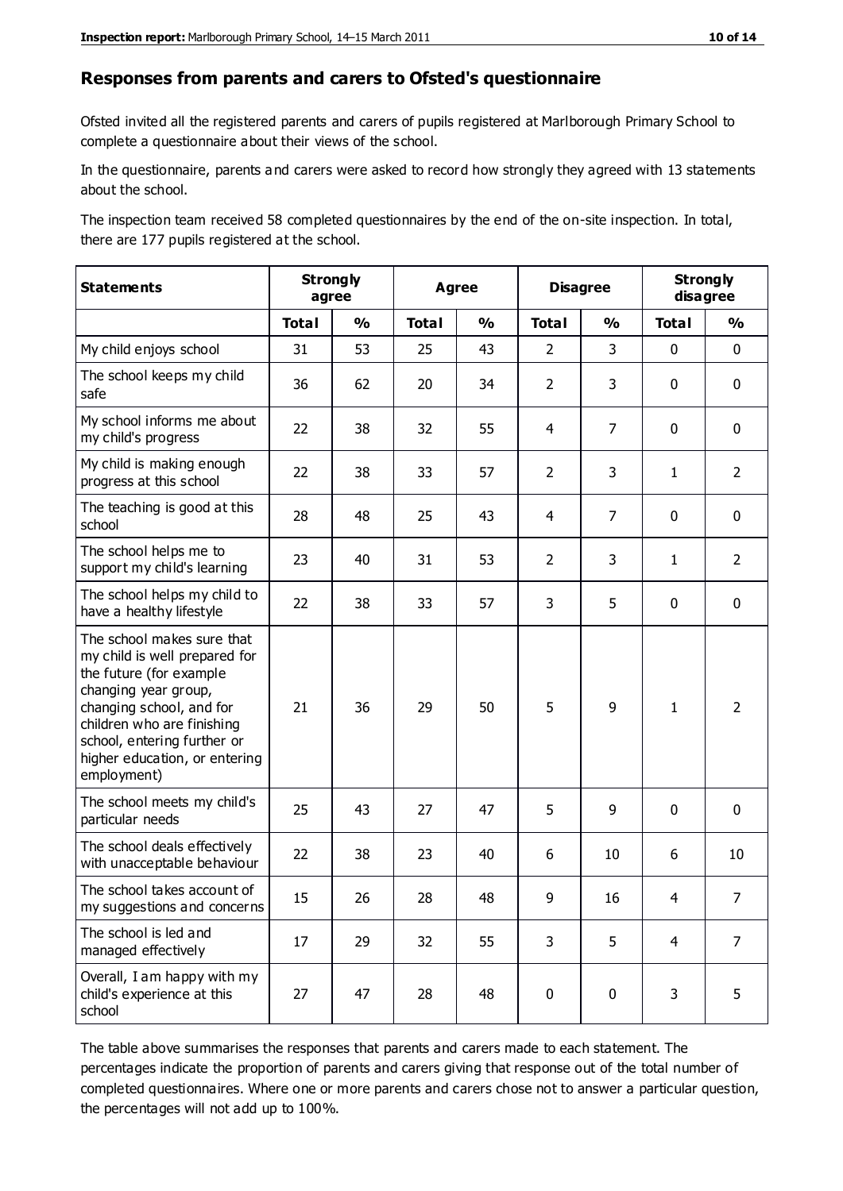## Responses from parents and carers to Ofsted's questionnaire

Ofsted invited all the registered parents and carers of pupils registered at Marlborough Primary School to complete a questionnaire about their views of the school.

In the questionnaire, parents and carers were asked to record how strongly they agreed with 13 statements about the school.

The inspection team received 58 completed questionnaires by the end of the on-site inspection. In total, there are 177 pupils registered at the school.

| Statements | Strongly agree | | Agree | | Disagree | | Strongly disagree | |
|---|---|---|---|---|---|---|---|---|
| | **Total** | **%** | **Total** | **%** | **Total** | **%** | **Total** | **%** |
| My child enjoys school | 31 | 53 | 25 | 43 | 2 | 3 | 0 | 0 |
| The school keeps my child safe | 36 | 62 | 20 | 34 | 2 | 3 | 0 | 0 |
| My school informs me about my child's progress | 22 | 38 | 32 | 55 | 4 | 7 | 0 | 0 |
| My child is making enough progress at this school | 22 | 38 | 33 | 57 | 2 | 3 | 1 | 2 |
| The teaching is good at this school | 28 | 48 | 25 | 43 | 4 | 7 | 0 | 0 |
| The school helps me to support my child's learning | 23 | 40 | 31 | 53 | 2 | 3 | 1 | 2 |
| The school helps my child to have a healthy lifestyle | 22 | 38 | 33 | 57 | 3 | 5 | 0 | 0 |
| The school makes sure that my child is well prepared for the future (for example changing year group, changing school, and for children who are finishing school, entering further or higher education, or entering employment) | 21 | 36 | 29 | 50 | 5 | 9 | 1 | 2 |
| The school meets my child's particular needs | 25 | 43 | 27 | 47 | 5 | 9 | 0 | 0 |
| The school deals effectively with unacceptable behaviour | 22 | 38 | 23 | 40 | 6 | 10 | 6 | 10 |
| The school takes account of my suggestions and concerns | 15 | 26 | 28 | 48 | 9 | 16 | 4 | 7 |
| The school is led and managed effectively | 17 | 29 | 32 | 55 | 3 | 5 | 4 | 7 |
| Overall, I am happy with my child's experience at this school | 27 | 47 | 28 | 48 | 0 | 0 | 3 | 5 |

The table above summarises the responses that parents and carers made to each statement. The percentages indicate the proportion of parents and carers giving that response out of the total number of completed questionnaires. Where one or more parents and carers chose not to answer a particular question, the percentages will not add up to 100%.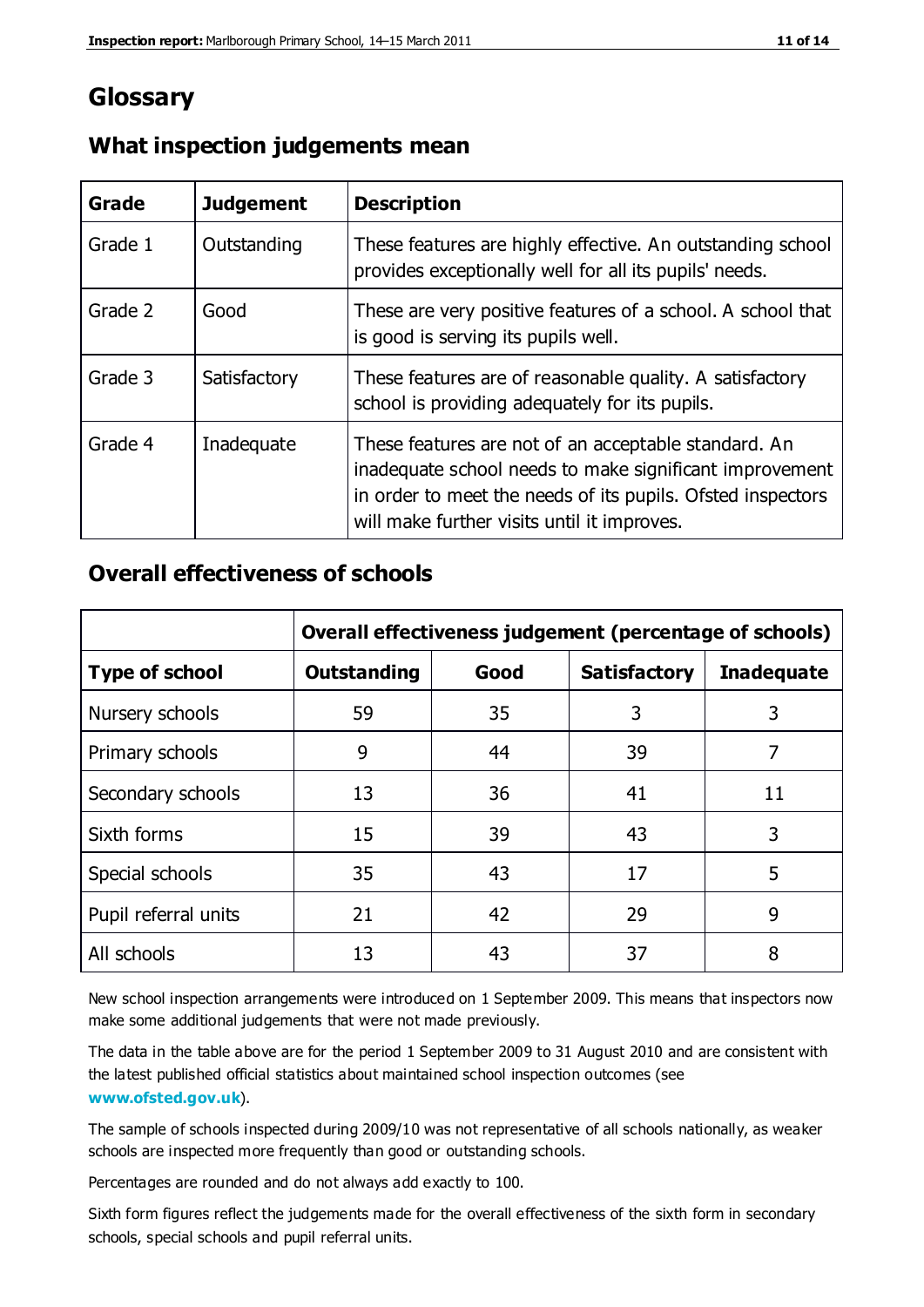## Glossary

### What inspection judgements mean

| Grade | Judgement | Description |
|---|---|---|
| Grade 1 | Outstanding | These features are highly effective. An outstanding school provides exceptionally well for all its pupils' needs. |
| Grade 2 | Good | These are very positive features of a school. A school that is good is serving its pupils well. |
| Grade 3 | Satisfactory | These features are of reasonable quality. A satisfactory school is providing adequately for its pupils. |
| Grade 4 | Inadequate | These features are not of an acceptable standard. An inadequate school needs to make significant improvement in order to meet the needs of its pupils. Ofsted inspectors will make further visits until it improves. |

### Overall effectiveness of schools

| | Overall effectiveness judgement (percentage of schools) | | | |
|---|---|---|---|---|
| **Type of school** | **Outstanding** | **Good** | **Satisfactory** | **Inadequate** |
| Nursery schools | 59 | 35 | 3 | 3 |
| Primary schools | 9 | 44 | 39 | 7 |
| Secondary schools | 13 | 36 | 41 | 11 |
| Sixth forms | 15 | 39 | 43 | 3 |
| Special schools | 35 | 43 | 17 | 5 |
| Pupil referral units | 21 | 42 | 29 | 9 |
| All schools | 13 | 43 | 37 | 8 |

New school inspection arrangements were introduced on 1 September 2009. This means that inspectors now make some additional judgements that were not made previously.

The data in the table above are for the period 1 September 2009 to 31 August 2010 and are consistent with the latest published official statistics about maintained school inspection outcomes (see **www.ofsted.gov.uk**).

The sample of schools inspected during 2009/10 was not representative of all schools nationally, as weaker schools are inspected more frequently than good or outstanding schools.

Percentages are rounded and do not always add exactly to 100.

Sixth form figures reflect the judgements made for the overall effectiveness of the sixth form in secondary schools, special schools and pupil referral units.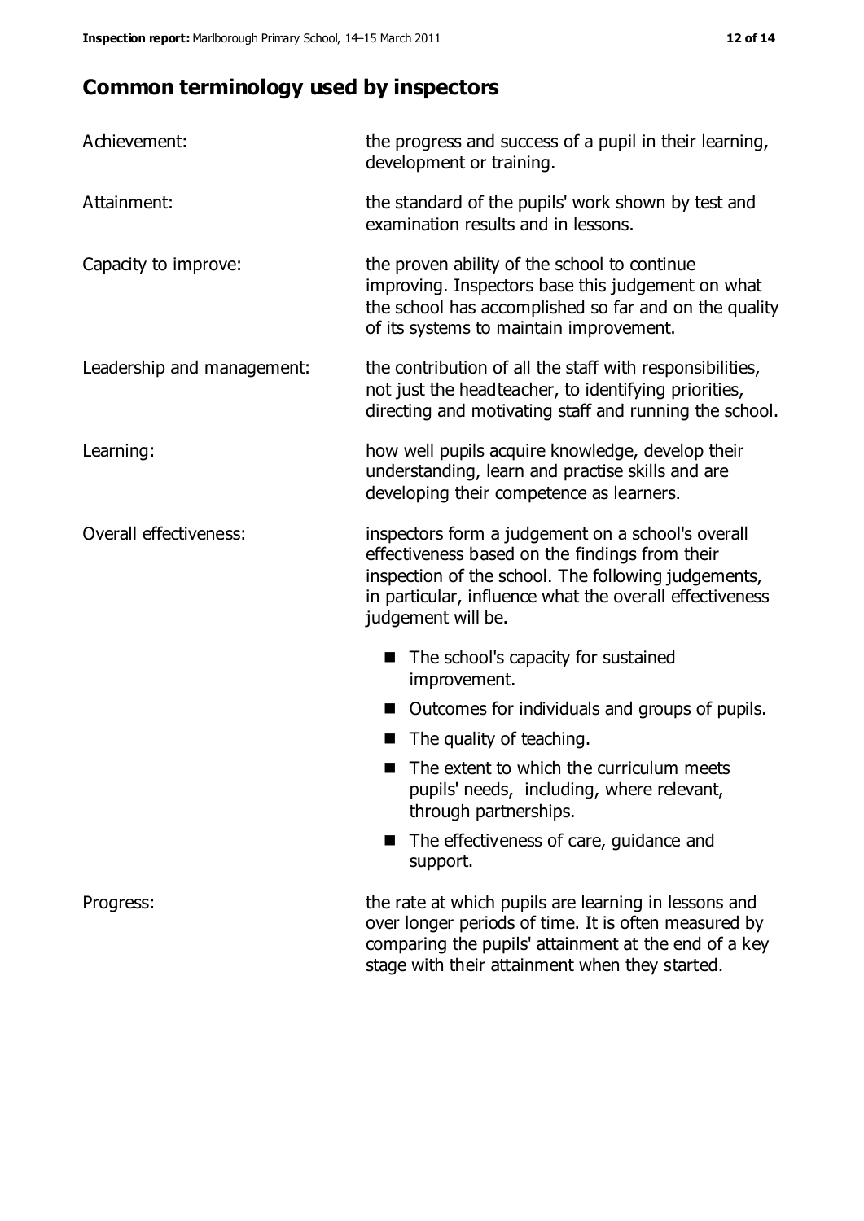## Common terminology used by inspectors

| | |
|---|---|
| Achievement: | the progress and success of a pupil in their learning, development or training. |
| Attainment: | the standard of the pupils' work shown by test and examination results and in lessons. |
| Capacity to improve: | the proven ability of the school to continue improving. Inspectors base this judgement on what the school has accomplished so far and on the quality of its systems to maintain improvement. |
| Leadership and management: | the contribution of all the staff with responsibilities, not just the headteacher, to identifying priorities, directing and motivating staff and running the school. |
| Learning: | how well pupils acquire knowledge, develop their understanding, learn and practise skills and are developing their competence as learners. |
| Overall effectiveness: | inspectors form a judgement on a school's overall effectiveness based on the findings from their inspection of the school. The following judgements, in particular, influence what the overall effectiveness judgement will be. |

- The school's capacity for sustained improvement.
- Outcomes for individuals and groups of pupils.
- The quality of teaching.
- The extent to which the curriculum meets pupils' needs, including, where relevant, through partnerships.
- The effectiveness of care, guidance and support.

| | |
|---|---|
| Progress: | the rate at which pupils are learning in lessons and over longer periods of time. It is often measured by comparing the pupils' attainment at the end of a key stage with their attainment when they started. |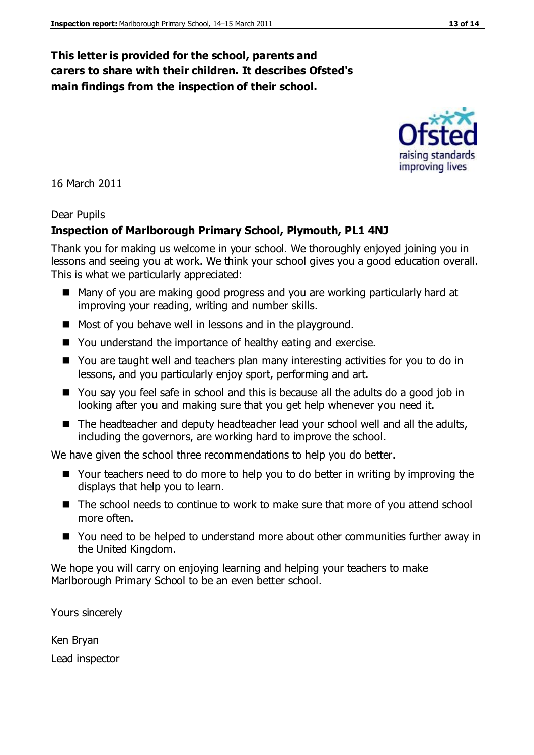**This letter is provided for the school, parents and carers to share with their children. It describes Ofsted's main findings from the inspection of their school.**

16 March 2011

Dear Pupils

**Inspection of Marlborough Primary School, Plymouth, PL1 4NJ**

Thank you for making us welcome in your school. We thoroughly enjoyed joining you in lessons and seeing you at work. We think your school gives you a good education overall. This is what we particularly appreciated:

- Many of you are making good progress and you are working particularly hard at improving your reading, writing and number skills.
- Most of you behave well in lessons and in the playground.
- You understand the importance of healthy eating and exercise.
- You are taught well and teachers plan many interesting activities for you to do in lessons, and you particularly enjoy sport, performing and art.
- You say you feel safe in school and this is because all the adults do a good job in looking after you and making sure that you get help whenever you need it.
- The headteacher and deputy headteacher lead your school well and all the adults, including the governors, are working hard to improve the school.

We have given the school three recommendations to help you do better.

- Your teachers need to do more to help you to do better in writing by improving the displays that help you to learn.
- The school needs to continue to work to make sure that more of you attend school more often.
- You need to be helped to understand more about other communities further away in the United Kingdom.

We hope you will carry on enjoying learning and helping your teachers to make Marlborough Primary School to be an even better school.

Yours sincerely

Ken Bryan

Lead inspector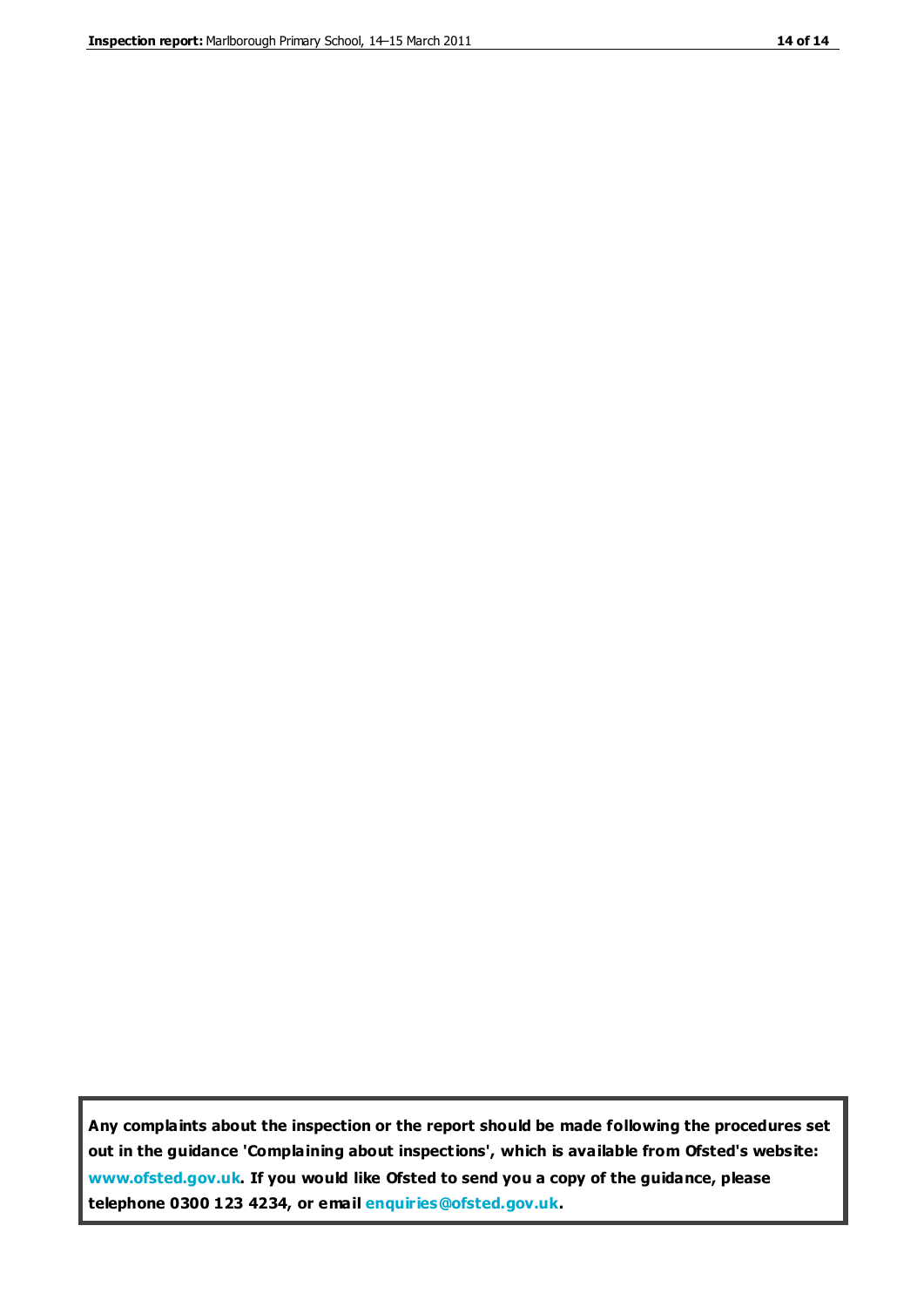**Any complaints about the inspection or the report should be made following the procedures set out in the guidance 'Complaining about inspections', which is available from Ofsted's website: www.ofsted.gov.uk. If you would like Ofsted to send you a copy of the guidance, please telephone 0300 123 4234, or email enquiries@ofsted.gov.uk.**